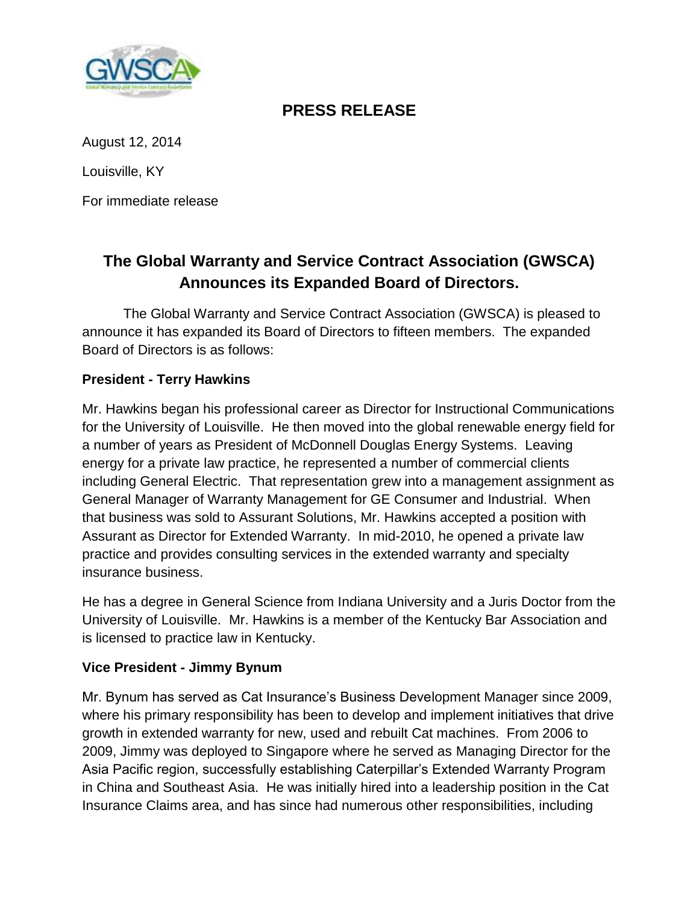## PRESS RELEASE

August 12, 2014

Louisville, KY

For immediate release

# The Global Warranty and Service Contract Association (GWSCA) Announces its Expanded Board of Directors.

The Global Warranty and Service Contract Association (GWSCA) is pleased to announce it has expanded its Board of Directors to fifteen members. The expanded Board of Directors is as follows:

**President - Terry Hawkins**

Mr. Hawkins began his professional career as Director for Instructional Communications for the University of Louisville. He then moved into the global renewable energy field for a number of years as President of McDonnell Douglas Energy Systems. Leaving energy for a private law practice, he represented a number of commercial clients including General Electric. That representation grew into a management assignment as General Manager of Warranty Management for GE Consumer and Industrial. When that business was sold to Assurant Solutions, Mr. Hawkins accepted a position with Assurant as Director for Extended Warranty. In mid-2010, he opened a private law practice and provides consulting services in the extended warranty and specialty insurance business.

He has a degree in General Science from Indiana University and a Juris Doctor from the University of Louisville. Mr. Hawkins is a member of the Kentucky Bar Association and is licensed to practice law in Kentucky.

**Vice President - Jimmy Bynum**

Mr. Bynum has served as Cat Insurance's Business Development Manager since 2009, where his primary responsibility has been to develop and implement initiatives that drive growth in extended warranty for new, used and rebuilt Cat machines. From 2006 to 2009, Jimmy was deployed to Singapore where he served as Managing Director for the Asia Pacific region, successfully establishing Caterpillar's Extended Warranty Program in China and Southeast Asia. He was initially hired into a leadership position in the Cat Insurance Claims area, and has since had numerous other responsibilities, including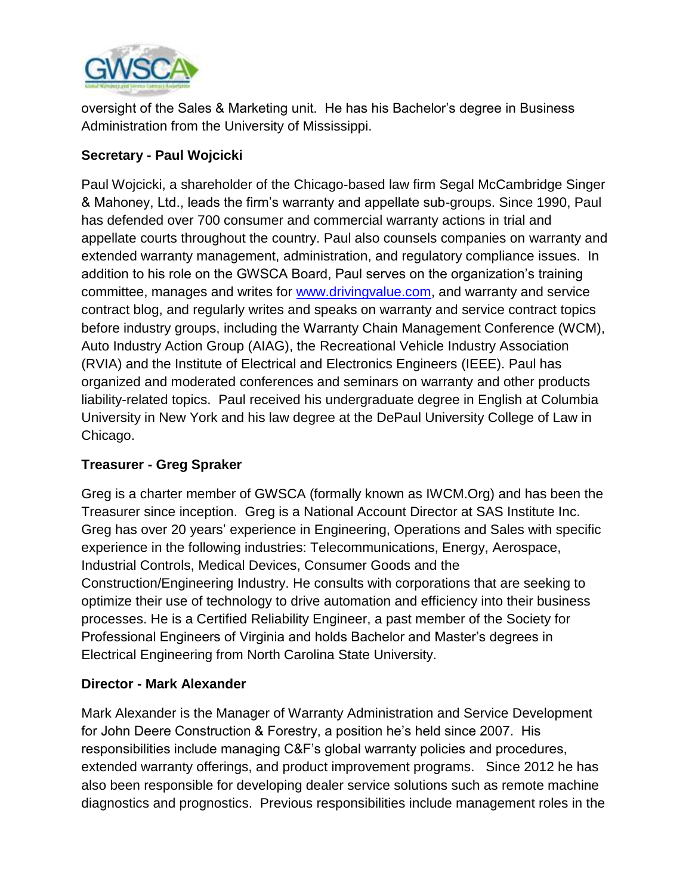oversight of the Sales & Marketing unit. He has his Bachelor's degree in Business Administration from the University of Mississippi.

**Secretary - Paul Wojcicki**

Paul Wojcicki, a shareholder of the Chicago-based law firm Segal McCambridge Singer & Mahoney, Ltd., leads the firm's warranty and appellate sub-groups. Since 1990, Paul has defended over 700 consumer and commercial warranty actions in trial and appellate courts throughout the country. Paul also counsels companies on warranty and extended warranty management, administration, and regulatory compliance issues. In addition to his role on the GWSCA Board, Paul serves on the organization's training committee, manages and writes for www.drivingvalue.com, and warranty and service contract blog, and regularly writes and speaks on warranty and service contract topics before industry groups, including the Warranty Chain Management Conference (WCM), Auto Industry Action Group (AIAG), the Recreational Vehicle Industry Association (RVIA) and the Institute of Electrical and Electronics Engineers (IEEE). Paul has organized and moderated conferences and seminars on warranty and other products liability-related topics. Paul received his undergraduate degree in English at Columbia University in New York and his law degree at the DePaul University College of Law in Chicago.

**Treasurer - Greg Spraker**

Greg is a charter member of GWSCA (formally known as IWCM.Org) and has been the Treasurer since inception. Greg is a National Account Director at SAS Institute Inc. Greg has over 20 years' experience in Engineering, Operations and Sales with specific experience in the following industries: Telecommunications, Energy, Aerospace, Industrial Controls, Medical Devices, Consumer Goods and the Construction/Engineering Industry. He consults with corporations that are seeking to optimize their use of technology to drive automation and efficiency into their business processes. He is a Certified Reliability Engineer, a past member of the Society for Professional Engineers of Virginia and holds Bachelor and Master's degrees in Electrical Engineering from North Carolina State University.

**Director - Mark Alexander**

Mark Alexander is the Manager of Warranty Administration and Service Development for John Deere Construction & Forestry, a position he's held since 2007. His responsibilities include managing C&F's global warranty policies and procedures, extended warranty offerings, and product improvement programs. Since 2012 he has also been responsible for developing dealer service solutions such as remote machine diagnostics and prognostics. Previous responsibilities include management roles in the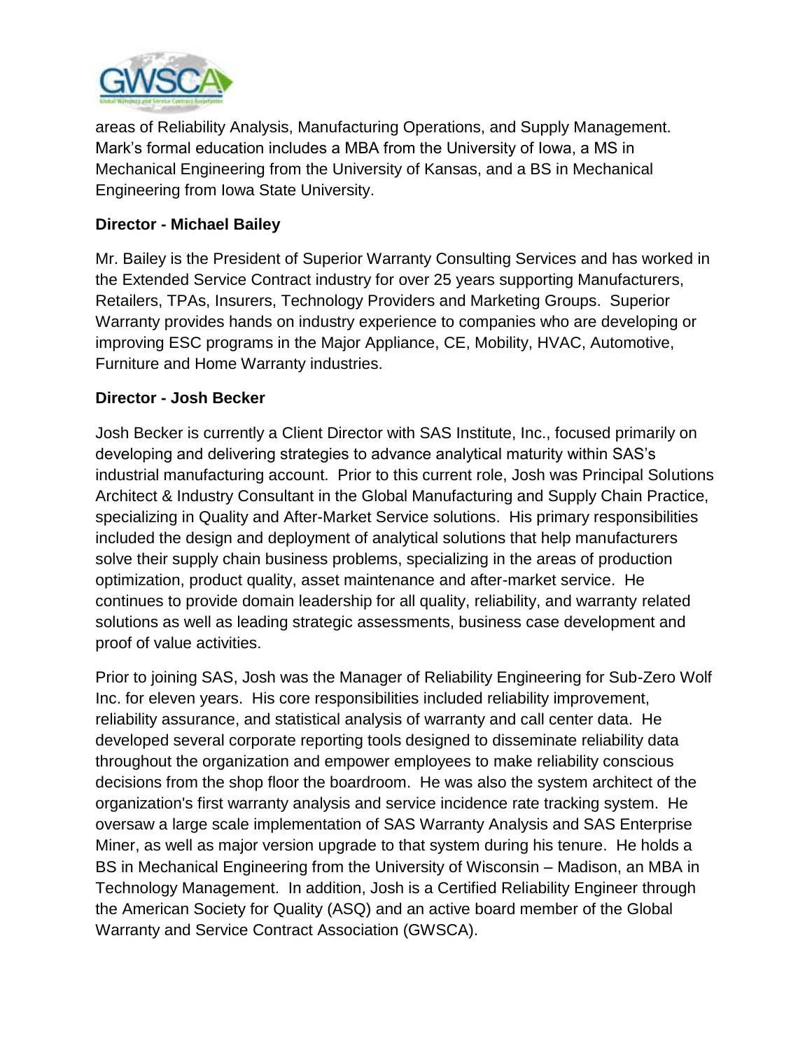areas of Reliability Analysis, Manufacturing Operations, and Supply Management. Mark's formal education includes a MBA from the University of Iowa, a MS in Mechanical Engineering from the University of Kansas, and a BS in Mechanical Engineering from Iowa State University.

**Director - Michael Bailey**

Mr. Bailey is the President of Superior Warranty Consulting Services and has worked in the Extended Service Contract industry for over 25 years supporting Manufacturers, Retailers, TPAs, Insurers, Technology Providers and Marketing Groups. Superior Warranty provides hands on industry experience to companies who are developing or improving ESC programs in the Major Appliance, CE, Mobility, HVAC, Automotive, Furniture and Home Warranty industries.

**Director - Josh Becker**

Josh Becker is currently a Client Director with SAS Institute, Inc., focused primarily on developing and delivering strategies to advance analytical maturity within SAS's industrial manufacturing account. Prior to this current role, Josh was Principal Solutions Architect & Industry Consultant in the Global Manufacturing and Supply Chain Practice, specializing in Quality and After-Market Service solutions. His primary responsibilities included the design and deployment of analytical solutions that help manufacturers solve their supply chain business problems, specializing in the areas of production optimization, product quality, asset maintenance and after-market service. He continues to provide domain leadership for all quality, reliability, and warranty related solutions as well as leading strategic assessments, business case development and proof of value activities.

Prior to joining SAS, Josh was the Manager of Reliability Engineering for Sub-Zero Wolf Inc. for eleven years. His core responsibilities included reliability improvement, reliability assurance, and statistical analysis of warranty and call center data. He developed several corporate reporting tools designed to disseminate reliability data throughout the organization and empower employees to make reliability conscious decisions from the shop floor the boardroom. He was also the system architect of the organization's first warranty analysis and service incidence rate tracking system. He oversaw a large scale implementation of SAS Warranty Analysis and SAS Enterprise Miner, as well as major version upgrade to that system during his tenure. He holds a BS in Mechanical Engineering from the University of Wisconsin – Madison, an MBA in Technology Management. In addition, Josh is a Certified Reliability Engineer through the American Society for Quality (ASQ) and an active board member of the Global Warranty and Service Contract Association (GWSCA).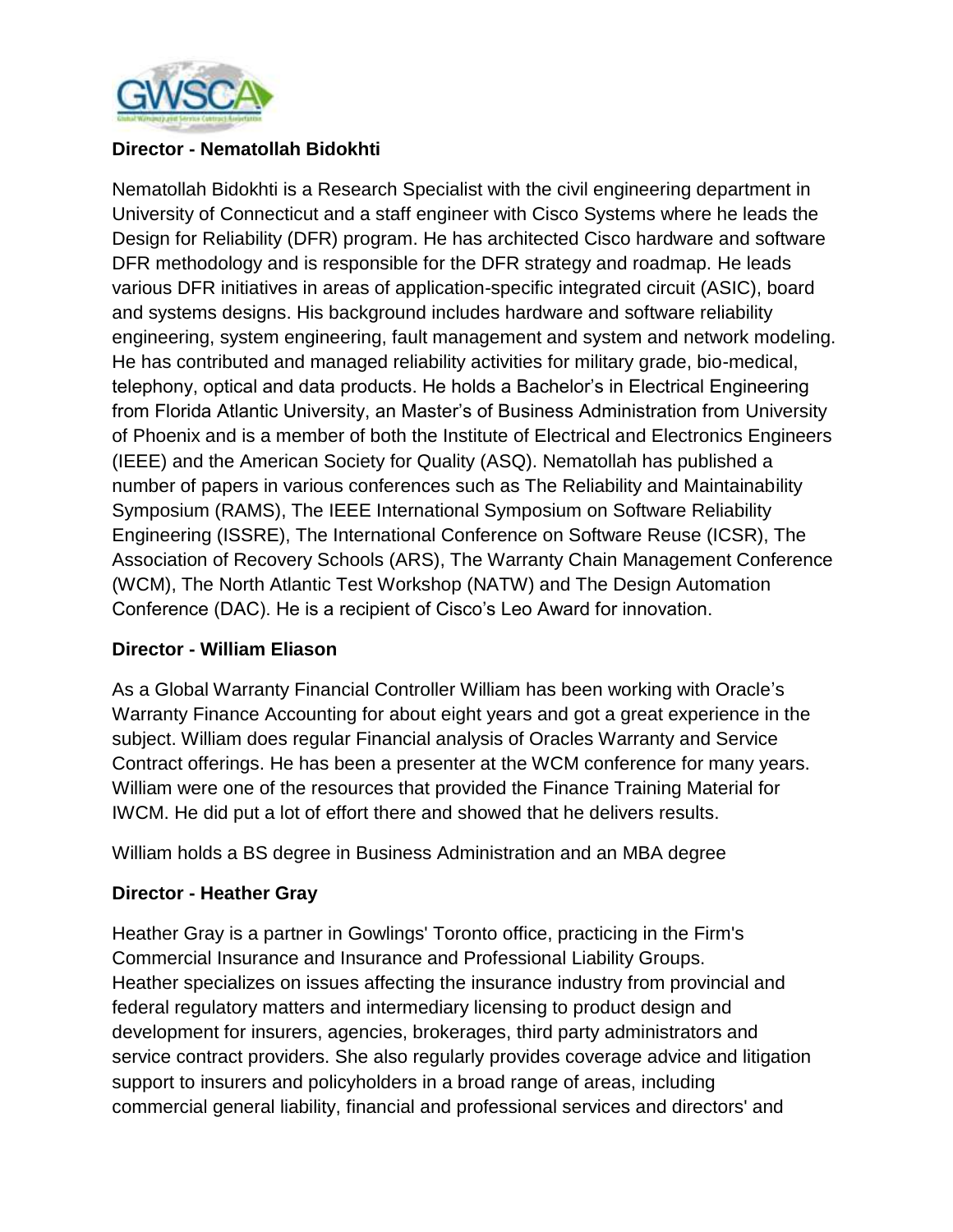**Director - Nematollah Bidokhti**

Nematollah Bidokhti is a Research Specialist with the civil engineering department in University of Connecticut and a staff engineer with Cisco Systems where he leads the Design for Reliability (DFR) program. He has architected Cisco hardware and software DFR methodology and is responsible for the DFR strategy and roadmap. He leads various DFR initiatives in areas of application-specific integrated circuit (ASIC), board and systems designs. His background includes hardware and software reliability engineering, system engineering, fault management and system and network modeling. He has contributed and managed reliability activities for military grade, bio-medical, telephony, optical and data products. He holds a Bachelor's in Electrical Engineering from Florida Atlantic University, an Master's of Business Administration from University of Phoenix and is a member of both the Institute of Electrical and Electronics Engineers (IEEE) and the American Society for Quality (ASQ). Nematollah has published a number of papers in various conferences such as The Reliability and Maintainability Symposium (RAMS), The IEEE International Symposium on Software Reliability Engineering (ISSRE), The International Conference on Software Reuse (ICSR), The Association of Recovery Schools (ARS), The Warranty Chain Management Conference (WCM), The North Atlantic Test Workshop (NATW) and The Design Automation Conference (DAC). He is a recipient of Cisco's Leo Award for innovation.

**Director - William Eliason**

As a Global Warranty Financial Controller William has been working with Oracle's Warranty Finance Accounting for about eight years and got a great experience in the subject. William does regular Financial analysis of Oracles Warranty and Service Contract offerings. He has been a presenter at the WCM conference for many years. William were one of the resources that provided the Finance Training Material for IWCM. He did put a lot of effort there and showed that he delivers results.

William holds a BS degree in Business Administration and an MBA degree

**Director - Heather Gray**

Heather Gray is a partner in Gowlings' Toronto office, practicing in the Firm's Commercial Insurance and Insurance and Professional Liability Groups. Heather specializes on issues affecting the insurance industry from provincial and federal regulatory matters and intermediary licensing to product design and development for insurers, agencies, brokerages, third party administrators and service contract providers. She also regularly provides coverage advice and litigation support to insurers and policyholders in a broad range of areas, including commercial general liability, financial and professional services and directors' and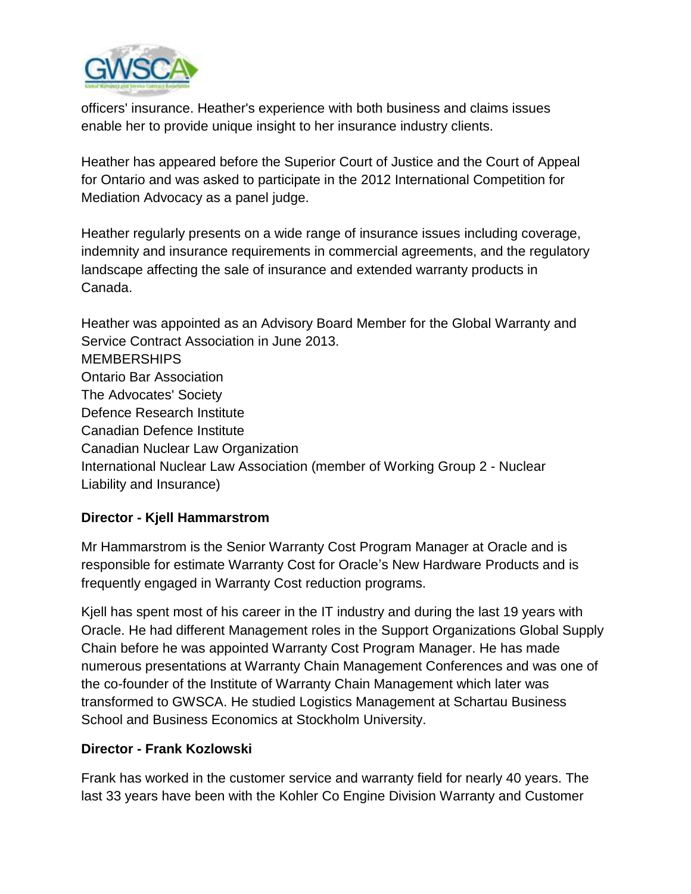officers' insurance. Heather's experience with both business and claims issues enable her to provide unique insight to her insurance industry clients.

Heather has appeared before the Superior Court of Justice and the Court of Appeal for Ontario and was asked to participate in the 2012 International Competition for Mediation Advocacy as a panel judge.

Heather regularly presents on a wide range of insurance issues including coverage, indemnity and insurance requirements in commercial agreements, and the regulatory landscape affecting the sale of insurance and extended warranty products in Canada.

Heather was appointed as an Advisory Board Member for the Global Warranty and Service Contract Association in June 2013.

MEMBERSHIPS

Ontario Bar Association
The Advocates' Society
Defence Research Institute
Canadian Defence Institute
Canadian Nuclear Law Organization
International Nuclear Law Association (member of Working Group 2 - Nuclear Liability and Insurance)

**Director - Kjell Hammarstrom**

Mr Hammarstrom is the Senior Warranty Cost Program Manager at Oracle and is responsible for estimate Warranty Cost for Oracle's New Hardware Products and is frequently engaged in Warranty Cost reduction programs.

Kjell has spent most of his career in the IT industry and during the last 19 years with Oracle. He had different Management roles in the Support Organizations Global Supply Chain before he was appointed Warranty Cost Program Manager. He has made numerous presentations at Warranty Chain Management Conferences and was one of the co-founder of the Institute of Warranty Chain Management which later was transformed to GWSCA. He studied Logistics Management at Schartau Business School and Business Economics at Stockholm University.

**Director - Frank Kozlowski**

Frank has worked in the customer service and warranty field for nearly 40 years. The last 33 years have been with the Kohler Co Engine Division Warranty and Customer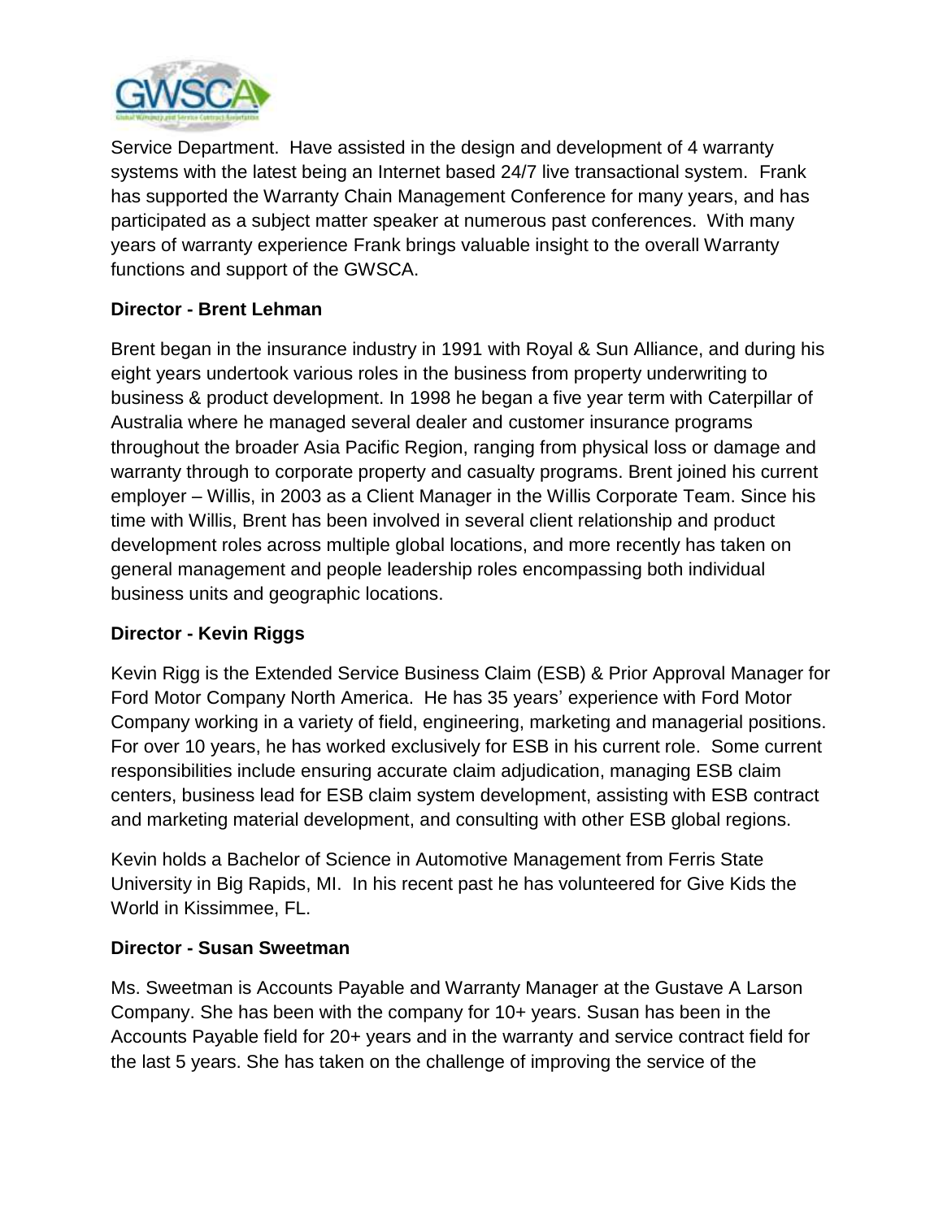Service Department. Have assisted in the design and development of 4 warranty systems with the latest being an Internet based 24/7 live transactional system. Frank has supported the Warranty Chain Management Conference for many years, and has participated as a subject matter speaker at numerous past conferences. With many years of warranty experience Frank brings valuable insight to the overall Warranty functions and support of the GWSCA.

**Director - Brent Lehman**

Brent began in the insurance industry in 1991 with Royal & Sun Alliance, and during his eight years undertook various roles in the business from property underwriting to business & product development. In 1998 he began a five year term with Caterpillar of Australia where he managed several dealer and customer insurance programs throughout the broader Asia Pacific Region, ranging from physical loss or damage and warranty through to corporate property and casualty programs. Brent joined his current employer – Willis, in 2003 as a Client Manager in the Willis Corporate Team. Since his time with Willis, Brent has been involved in several client relationship and product development roles across multiple global locations, and more recently has taken on general management and people leadership roles encompassing both individual business units and geographic locations.

**Director - Kevin Riggs**

Kevin Rigg is the Extended Service Business Claim (ESB) & Prior Approval Manager for Ford Motor Company North America. He has 35 years' experience with Ford Motor Company working in a variety of field, engineering, marketing and managerial positions. For over 10 years, he has worked exclusively for ESB in his current role. Some current responsibilities include ensuring accurate claim adjudication, managing ESB claim centers, business lead for ESB claim system development, assisting with ESB contract and marketing material development, and consulting with other ESB global regions.

Kevin holds a Bachelor of Science in Automotive Management from Ferris State University in Big Rapids, MI. In his recent past he has volunteered for Give Kids the World in Kissimmee, FL.

**Director - Susan Sweetman**

Ms. Sweetman is Accounts Payable and Warranty Manager at the Gustave A Larson Company. She has been with the company for 10+ years. Susan has been in the Accounts Payable field for 20+ years and in the warranty and service contract field for the last 5 years. She has taken on the challenge of improving the service of the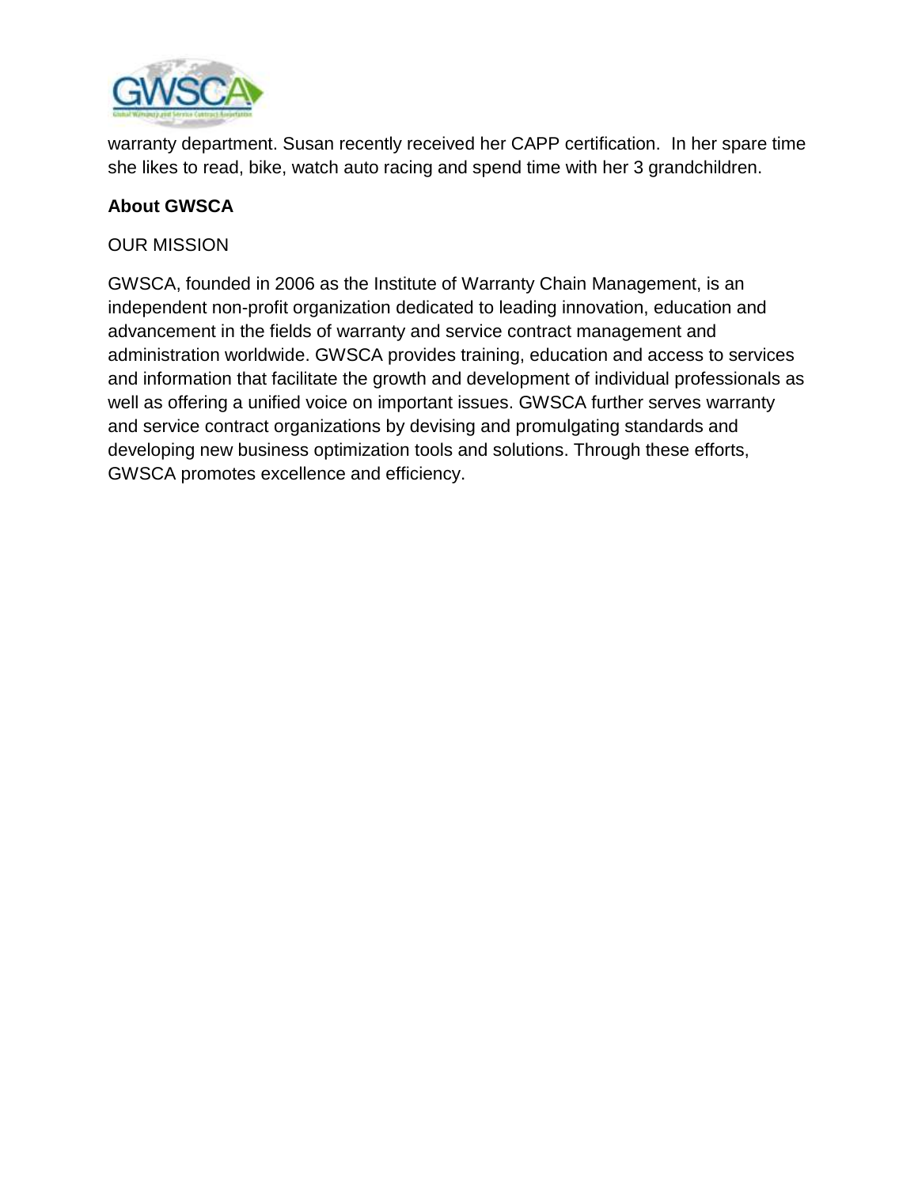warranty department. Susan recently received her CAPP certification. In her spare time she likes to read, bike, watch auto racing and spend time with her 3 grandchildren.

**About GWSCA**

OUR MISSION

GWSCA, founded in 2006 as the Institute of Warranty Chain Management, is an independent non-profit organization dedicated to leading innovation, education and advancement in the fields of warranty and service contract management and administration worldwide. GWSCA provides training, education and access to services and information that facilitate the growth and development of individual professionals as well as offering a unified voice on important issues. GWSCA further serves warranty and service contract organizations by devising and promulgating standards and developing new business optimization tools and solutions. Through these efforts, GWSCA promotes excellence and efficiency.